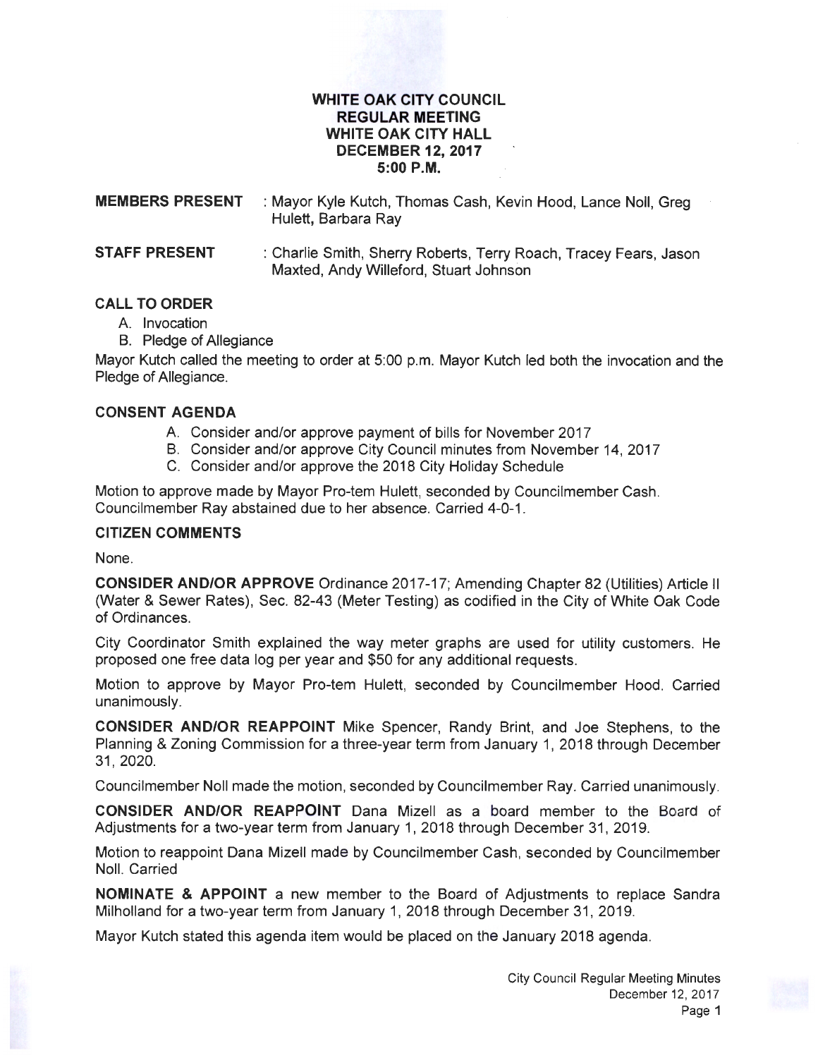# WHITE OAK CITY COUNCIL
## REGULAR MEETING
## WHITE OAK CITY HALL
## DECEMBER 12, 2017
## 5:00 P.M.

**MEMBERS PRESENT** : Mayor Kyle Kutch, Thomas Cash, Kevin Hood, Lance Noll, Greg Hulett, Barbara Ray

**STAFF PRESENT** : Charlie Smith, Sherry Roberts, Terry Roach, Tracey Fears, Jason Maxted, Andy Willeford, Stuart Johnson

### CALL TO ORDER

A. Invocation
B. Pledge of Allegiance

Mayor Kutch called the meeting to order at 5:00 p.m. Mayor Kutch led both the invocation and the Pledge of Allegiance.

### CONSENT AGENDA

A. Consider and/or approve payment of bills for November 2017
B. Consider and/or approve City Council minutes from November 14, 2017
C. Consider and/or approve the 2018 City Holiday Schedule

Motion to approve made by Mayor Pro-tem Hulett, seconded by Councilmember Cash. Councilmember Ray abstained due to her absence. Carried 4-0-1.

### CITIZEN COMMENTS

None.

**CONSIDER AND/OR APPROVE** Ordinance 2017-17; Amending Chapter 82 (Utilities) Article II (Water & Sewer Rates), Sec. 82-43 (Meter Testing) as codified in the City of White Oak Code of Ordinances.

City Coordinator Smith explained the way meter graphs are used for utility customers. He proposed one free data log per year and $50 for any additional requests.

Motion to approve by Mayor Pro-tem Hulett, seconded by Councilmember Hood. Carried unanimously.

**CONSIDER AND/OR REAPPOINT** Mike Spencer, Randy Brint, and Joe Stephens, to the Planning & Zoning Commission for a three-year term from January 1, 2018 through December 31, 2020.

Councilmember Noll made the motion, seconded by Councilmember Ray. Carried unanimously.

**CONSIDER AND/OR REAPPOINT** Dana Mizell as a board member to the Board of Adjustments for a two-year term from January 1, 2018 through December 31, 2019.

Motion to reappoint Dana Mizell made by Councilmember Cash, seconded by Councilmember Noll. Carried

**NOMINATE & APPOINT** a new member to the Board of Adjustments to replace Sandra Milholland for a two-year term from January 1, 2018 through December 31, 2019.

Mayor Kutch stated this agenda item would be placed on the January 2018 agenda.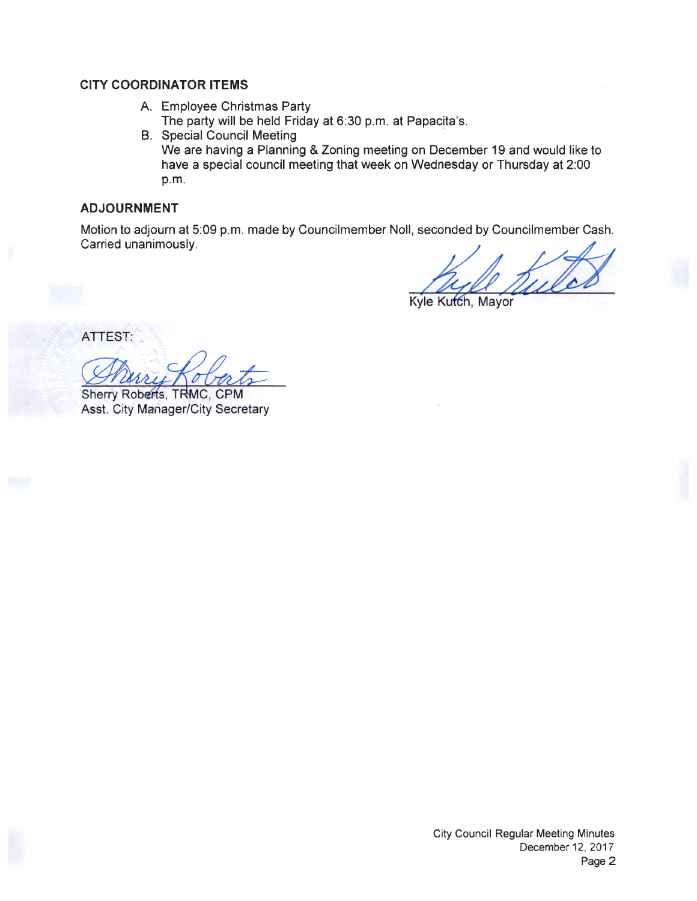## CITY COORDINATOR ITEMS

A. Employee Christmas Party
   The party will be held Friday at 6:30 p.m. at Papacita's.

B. Special Council Meeting
   We are having a Planning & Zoning meeting on December 19 and would like to have a special council meeting that week on Wednesday or Thursday at 2:00 p.m.

## ADJOURNMENT

Motion to adjourn at 5:09 p.m. made by Councilmember Noll, seconded by Councilmember Cash. Carried unanimously.

Kyle Kutch, Mayor

ATTEST:

Sherry Roberts, TRMC, CPM
Asst. City Manager/City Secretary

City Council Regular Meeting Minutes
December 12, 2017